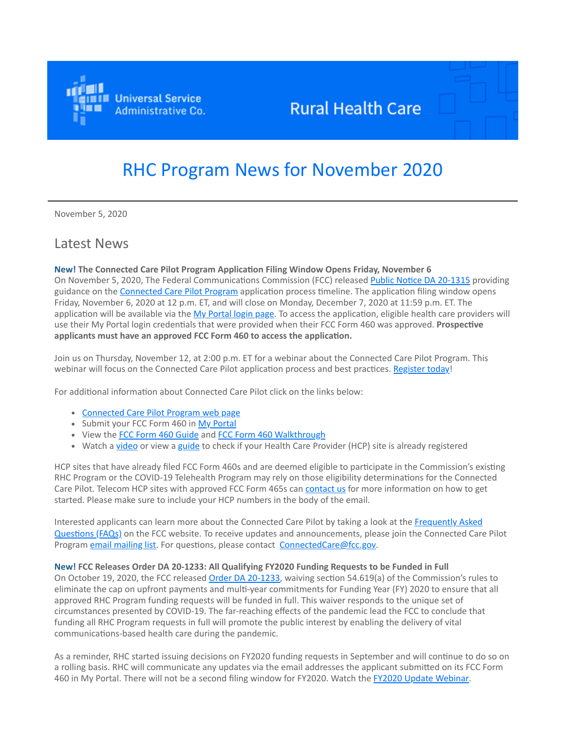Universal Service Administrative Co.

Rural Health Care

# RHC Program News for November 2020

November 5, 2020

## Latest News

**New! The Connected Care Pilot Program Application Filing Window Opens Friday, November 6**

On November 5, 2020, The Federal Communications Commission (FCC) released Public Notice DA 20-1315 providing guidance on the Connected Care Pilot Program application process timeline. The application filing window opens Friday, November 6, 2020 at 12 p.m. ET, and will close on Monday, December 7, 2020 at 11:59 p.m. ET. The application will be available via the My Portal login page. To access the application, eligible health care providers will use their My Portal login credentials that were provided when their FCC Form 460 was approved. **Prospective applicants must have an approved FCC Form 460 to access the application.**

Join us on Thursday, November 12, at 2:00 p.m. ET for a webinar about the Connected Care Pilot Program. This webinar will focus on the Connected Care Pilot application process and best practices. Register today!

For additional information about Connected Care Pilot click on the links below:

- Connected Care Pilot Program web page
- Submit your FCC Form 460 in My Portal
- View the FCC Form 460 Guide and FCC Form 460 Walkthrough
- Watch a video or view a guide to check if your Health Care Provider (HCP) site is already registered

HCP sites that have already filed FCC Form 460s and are deemed eligible to participate in the Commission's existing RHC Program or the COVID-19 Telehealth Program may rely on those eligibility determinations for the Connected Care Pilot. Telecom HCP sites with approved FCC Form 465s can contact us for more information on how to get started. Please make sure to include your HCP numbers in the body of the email.

Interested applicants can learn more about the Connected Care Pilot by taking a look at the Frequently Asked Questions (FAQs) on the FCC website. To receive updates and announcements, please join the Connected Care Pilot Program email mailing list. For questions, please contact ConnectedCare@fcc.gov.

**New! FCC Releases Order DA 20-1233: All Qualifying FY2020 Funding Requests to be Funded in Full**

On October 19, 2020, the FCC released Order DA 20-1233, waiving section 54.619(a) of the Commission's rules to eliminate the cap on upfront payments and multi-year commitments for Funding Year (FY) 2020 to ensure that all approved RHC Program funding requests will be funded in full. This waiver responds to the unique set of circumstances presented by COVID-19. The far-reaching effects of the pandemic lead the FCC to conclude that funding all RHC Program requests in full will promote the public interest by enabling the delivery of vital communications-based health care during the pandemic.

As a reminder, RHC started issuing decisions on FY2020 funding requests in September and will continue to do so on a rolling basis. RHC will communicate any updates via the email addresses the applicant submitted on its FCC Form 460 in My Portal. There will not be a second filing window for FY2020. Watch the FY2020 Update Webinar.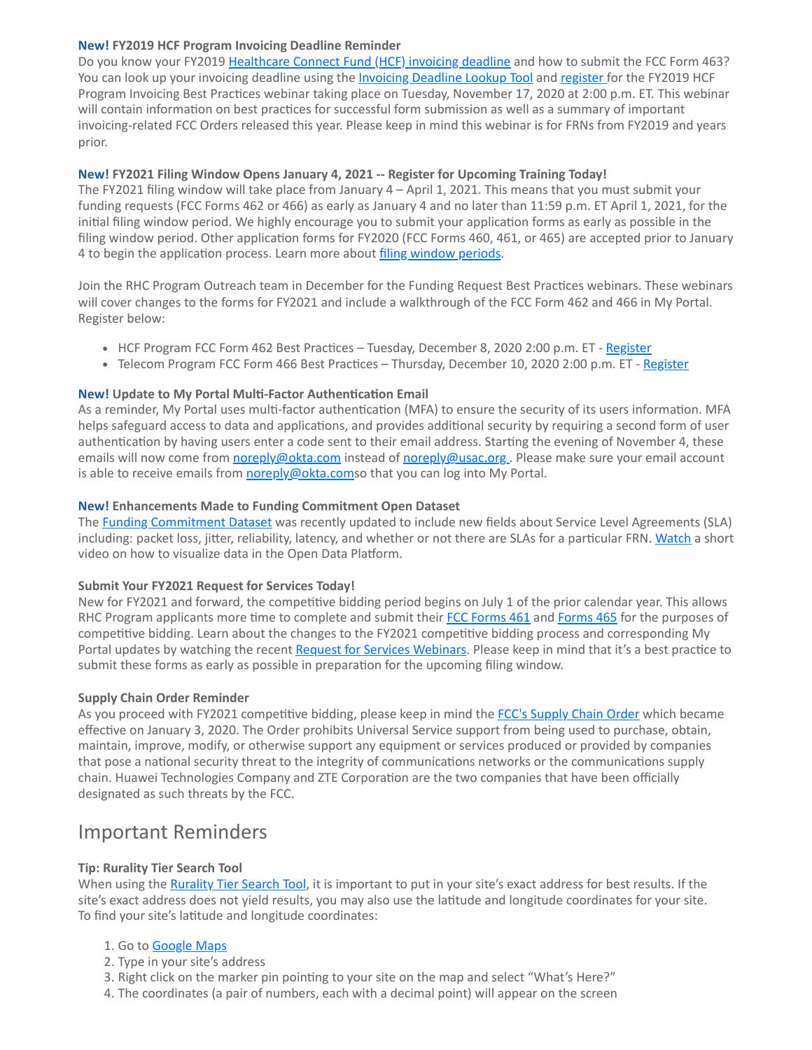**New! FY2019 HCF Program Invoicing Deadline Reminder**
Do you know your FY2019 Healthcare Connect Fund (HCF) invoicing deadline and how to submit the FCC Form 463? You can look up your invoicing deadline using the Invoicing Deadline Lookup Tool and register for the FY2019 HCF Program Invoicing Best Practices webinar taking place on Tuesday, November 17, 2020 at 2:00 p.m. ET. This webinar will contain information on best practices for successful form submission as well as a summary of important invoicing-related FCC Orders released this year. Please keep in mind this webinar is for FRNs from FY2019 and years prior.

**New! FY2021 Filing Window Opens January 4, 2021 -- Register for Upcoming Training Today!**
The FY2021 filing window will take place from January 4 – April 1, 2021. This means that you must submit your funding requests (FCC Forms 462 or 466) as early as January 4 and no later than 11:59 p.m. ET April 1, 2021, for the initial filing window period. We highly encourage you to submit your application forms as early as possible in the filing window period. Other application forms for FY2020 (FCC Forms 460, 461, or 465) are accepted prior to January 4 to begin the application process. Learn more about filing window periods.

Join the RHC Program Outreach team in December for the Funding Request Best Practices webinars. These webinars will cover changes to the forms for FY2021 and include a walkthrough of the FCC Form 462 and 466 in My Portal. Register below:

- HCF Program FCC Form 462 Best Practices – Tuesday, December 8, 2020 2:00 p.m. ET - Register
- Telecom Program FCC Form 466 Best Practices – Thursday, December 10, 2020 2:00 p.m. ET - Register

**New! Update to My Portal Multi-Factor Authentication Email**
As a reminder, My Portal uses multi-factor authentication (MFA) to ensure the security of its users information. MFA helps safeguard access to data and applications, and provides additional security by requiring a second form of user authentication by having users enter a code sent to their email address. Starting the evening of November 4, these emails will now come from noreply@okta.com instead of noreply@usac.org . Please make sure your email account is able to receive emails from noreply@okta.comso that you can log into My Portal.

**New! Enhancements Made to Funding Commitment Open Dataset**
The Funding Commitment Dataset was recently updated to include new fields about Service Level Agreements (SLA) including: packet loss, jitter, reliability, latency, and whether or not there are SLAs for a particular FRN. Watch a short video on how to visualize data in the Open Data Platform.

**Submit Your FY2021 Request for Services Today!**
New for FY2021 and forward, the competitive bidding period begins on July 1 of the prior calendar year. This allows RHC Program applicants more time to complete and submit their FCC Forms 461 and Forms 465 for the purposes of competitive bidding. Learn about the changes to the FY2021 competitive bidding process and corresponding My Portal updates by watching the recent Request for Services Webinars. Please keep in mind that it's a best practice to submit these forms as early as possible in preparation for the upcoming filing window.

**Supply Chain Order Reminder**
As you proceed with FY2021 competitive bidding, please keep in mind the FCC's Supply Chain Order which became effective on January 3, 2020. The Order prohibits Universal Service support from being used to purchase, obtain, maintain, improve, modify, or otherwise support any equipment or services produced or provided by companies that pose a national security threat to the integrity of communications networks or the communications supply chain. Huawei Technologies Company and ZTE Corporation are the two companies that have been officially designated as such threats by the FCC.

## Important Reminders

**Tip: Rurality Tier Search Tool**
When using the Rurality Tier Search Tool, it is important to put in your site's exact address for best results. If the site's exact address does not yield results, you may also use the latitude and longitude coordinates for your site. To find your site's latitude and longitude coordinates:

1. Go to Google Maps
2. Type in your site's address
3. Right click on the marker pin pointing to your site on the map and select "What's Here?"
4. The coordinates (a pair of numbers, each with a decimal point) will appear on the screen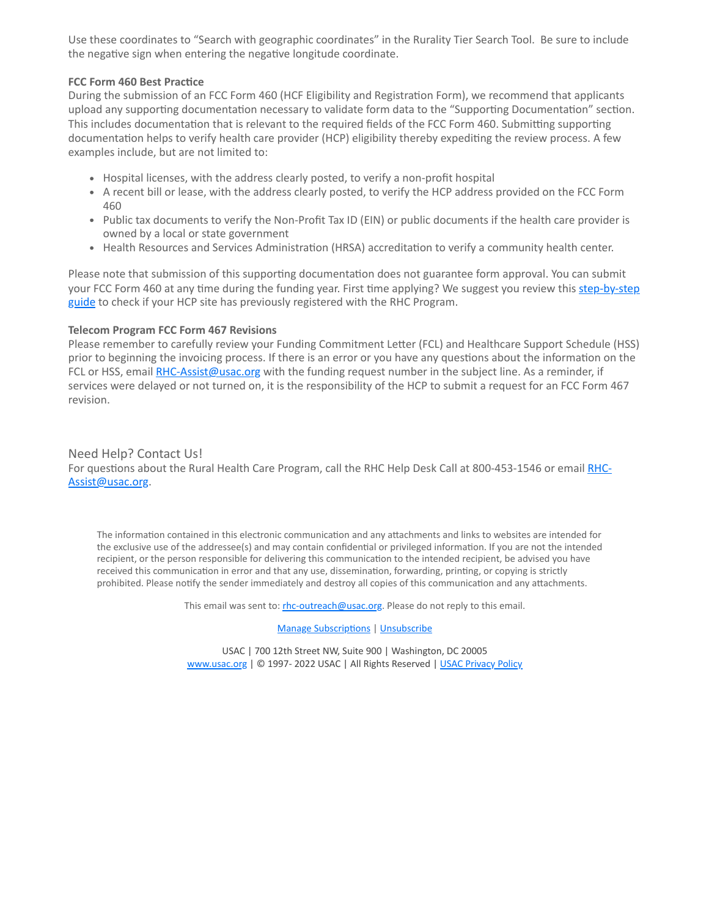Use these coordinates to "Search with geographic coordinates" in the Rurality Tier Search Tool. Be sure to include the negative sign when entering the negative longitude coordinate.

**FCC Form 460 Best Practice**
During the submission of an FCC Form 460 (HCF Eligibility and Registration Form), we recommend that applicants upload any supporting documentation necessary to validate form data to the "Supporting Documentation" section. This includes documentation that is relevant to the required fields of the FCC Form 460. Submitting supporting documentation helps to verify health care provider (HCP) eligibility thereby expediting the review process. A few examples include, but are not limited to:

- Hospital licenses, with the address clearly posted, to verify a non-profit hospital
- A recent bill or lease, with the address clearly posted, to verify the HCP address provided on the FCC Form 460
- Public tax documents to verify the Non-Profit Tax ID (EIN) or public documents if the health care provider is owned by a local or state government
- Health Resources and Services Administration (HRSA) accreditation to verify a community health center.

Please note that submission of this supporting documentation does not guarantee form approval. You can submit your FCC Form 460 at any time during the funding year. First time applying? We suggest you review this [step-by-step guide](#) to check if your HCP site has previously registered with the RHC Program.

**Telecom Program FCC Form 467 Revisions**
Please remember to carefully review your Funding Commitment Letter (FCL) and Healthcare Support Schedule (HSS) prior to beginning the invoicing process. If there is an error or you have any questions about the information on the FCL or HSS, email [RHC-Assist@usac.org](mailto:RHC-Assist@usac.org) with the funding request number in the subject line. As a reminder, if services were delayed or not turned on, it is the responsibility of the HCP to submit a request for an FCC Form 467 revision.

## Need Help? Contact Us!

For questions about the Rural Health Care Program, call the RHC Help Desk Call at 800-453-1546 or email [RHC-Assist@usac.org](mailto:RHC-Assist@usac.org).

The information contained in this electronic communication and any attachments and links to websites are intended for the exclusive use of the addressee(s) and may contain confidential or privileged information. If you are not the intended recipient, or the person responsible for delivering this communication to the intended recipient, be advised you have received this communication in error and that any use, dissemination, forwarding, printing, or copying is strictly prohibited. Please notify the sender immediately and destroy all copies of this communication and any attachments.

This email was sent to: [rhc-outreach@usac.org](mailto:rhc-outreach@usac.org). Please do not reply to this email.

[Manage Subscriptions](#) | [Unsubscribe](#)

USAC | 700 12th Street NW, Suite 900 | Washington, DC 20005
[www.usac.org](http://www.usac.org) | © 1997- 2022 USAC | All Rights Reserved | [USAC Privacy Policy](#)